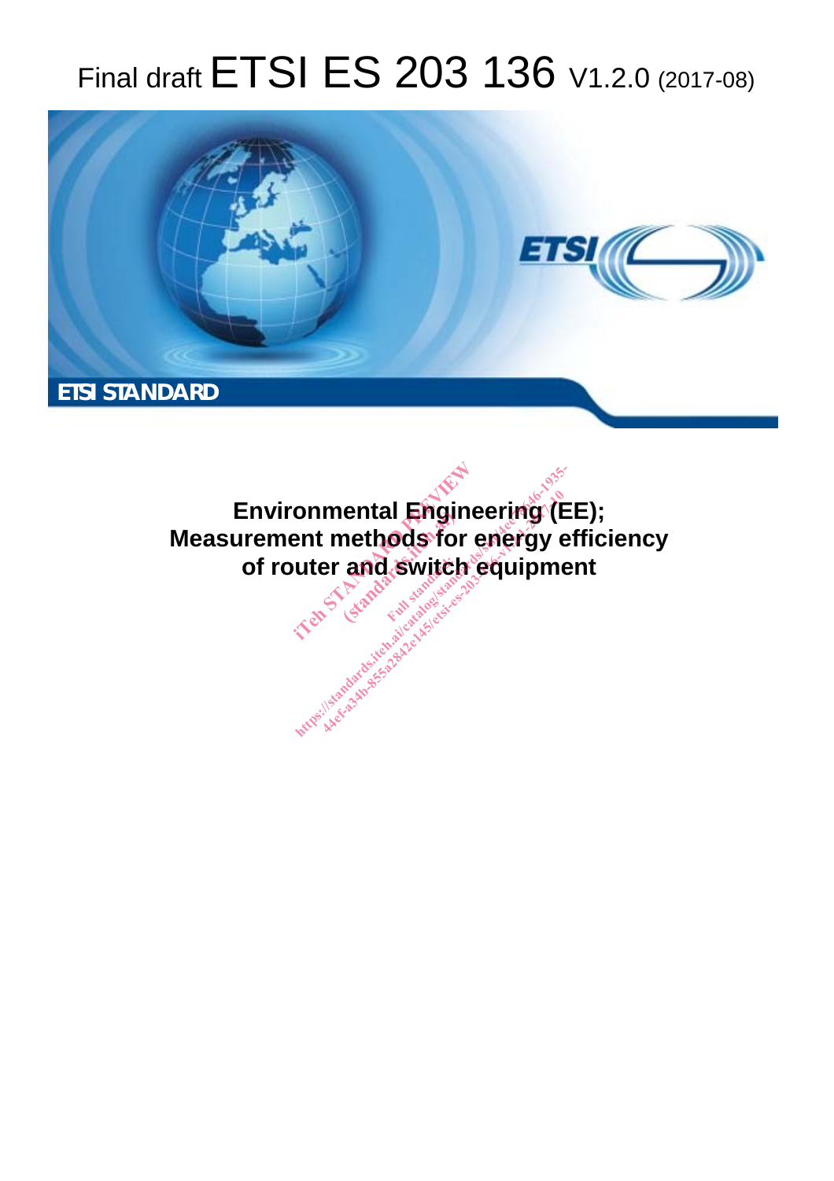Final draft ETSI ES 203 136 V1.2.0 (2017-08)

ETSI STANDARD

# Environmental Engineering (EE); Measurement methods for energy efficiency of router and switch equipment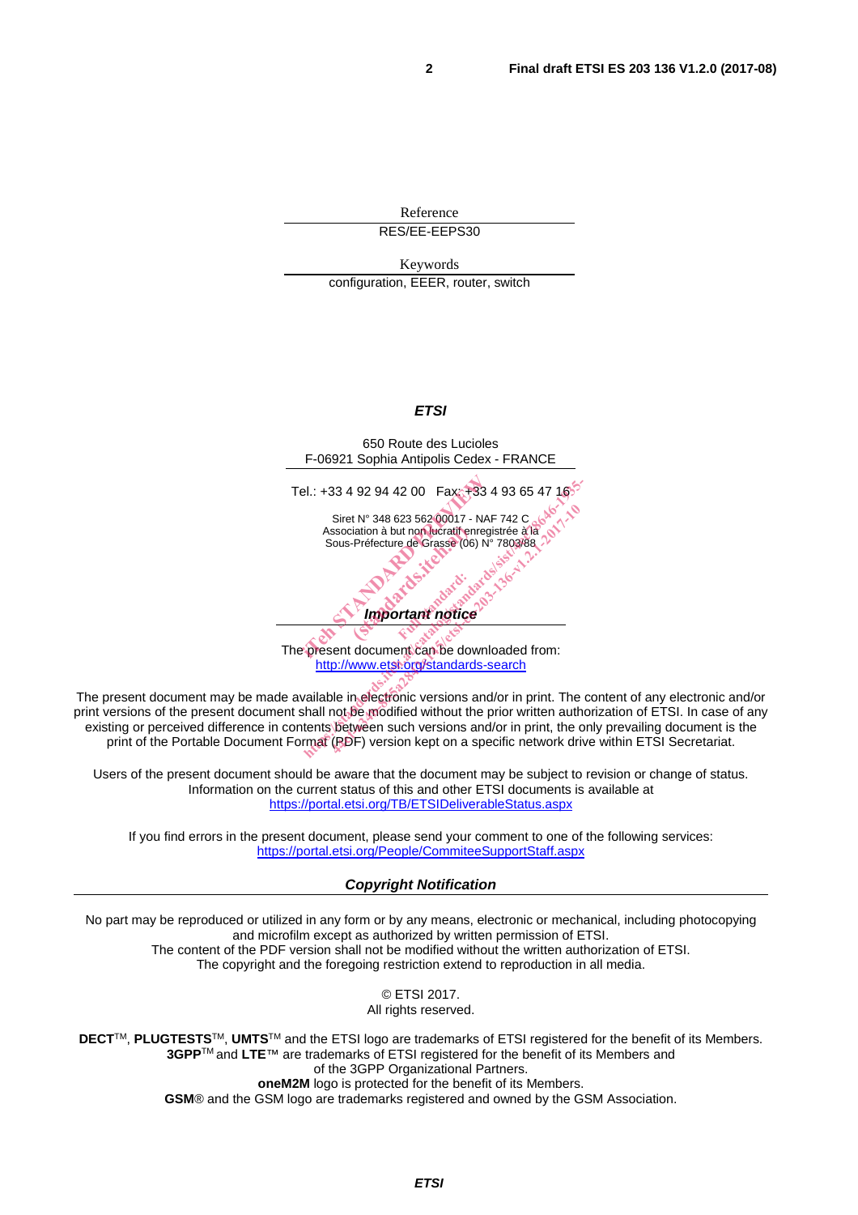Reference

RES/EE-EEPS30

Keywords

configuration, EEER, router, switch

***ETSI***

650 Route des Lucioles
F-06921 Sophia Antipolis Cedex - FRANCE

Tel.: +33 4 92 94 42 00   Fax: +33 4 93 65 47 16

Siret N° 348 623 562 00017 - NAF 742 C
Association à but non lucratif enregistrée à la
Sous-Préfecture de Grasse (06) N° 7803/88

***Important notice***

The present document can be downloaded from:
http://www.etsi.org/standards-search

The present document may be made available in electronic versions and/or in print. The content of any electronic and/or print versions of the present document shall not be modified without the prior written authorization of ETSI. In case of any existing or perceived difference in contents between such versions and/or in print, the only prevailing document is the print of the Portable Document Format (PDF) version kept on a specific network drive within ETSI Secretariat.

Users of the present document should be aware that the document may be subject to revision or change of status. Information on the current status of this and other ETSI documents is available at
https://portal.etsi.org/TB/ETSIDeliverableStatus.aspx

If you find errors in the present document, please send your comment to one of the following services:
https://portal.etsi.org/People/CommiteeSupportStaff.aspx

***Copyright Notification***

No part may be reproduced or utilized in any form or by any means, electronic or mechanical, including photocopying and microfilm except as authorized by written permission of ETSI.
The content of the PDF version shall not be modified without the written authorization of ETSI.
The copyright and the foregoing restriction extend to reproduction in all media.

© ETSI 2017.
All rights reserved.

**DECT**™, **PLUGTESTS**™, **UMTS**™ and the ETSI logo are trademarks of ETSI registered for the benefit of its Members.
**3GPP**™ and **LTE**™ are trademarks of ETSI registered for the benefit of its Members and of the 3GPP Organizational Partners.
**oneM2M** logo is protected for the benefit of its Members.
**GSM**® and the GSM logo are trademarks registered and owned by the GSM Association.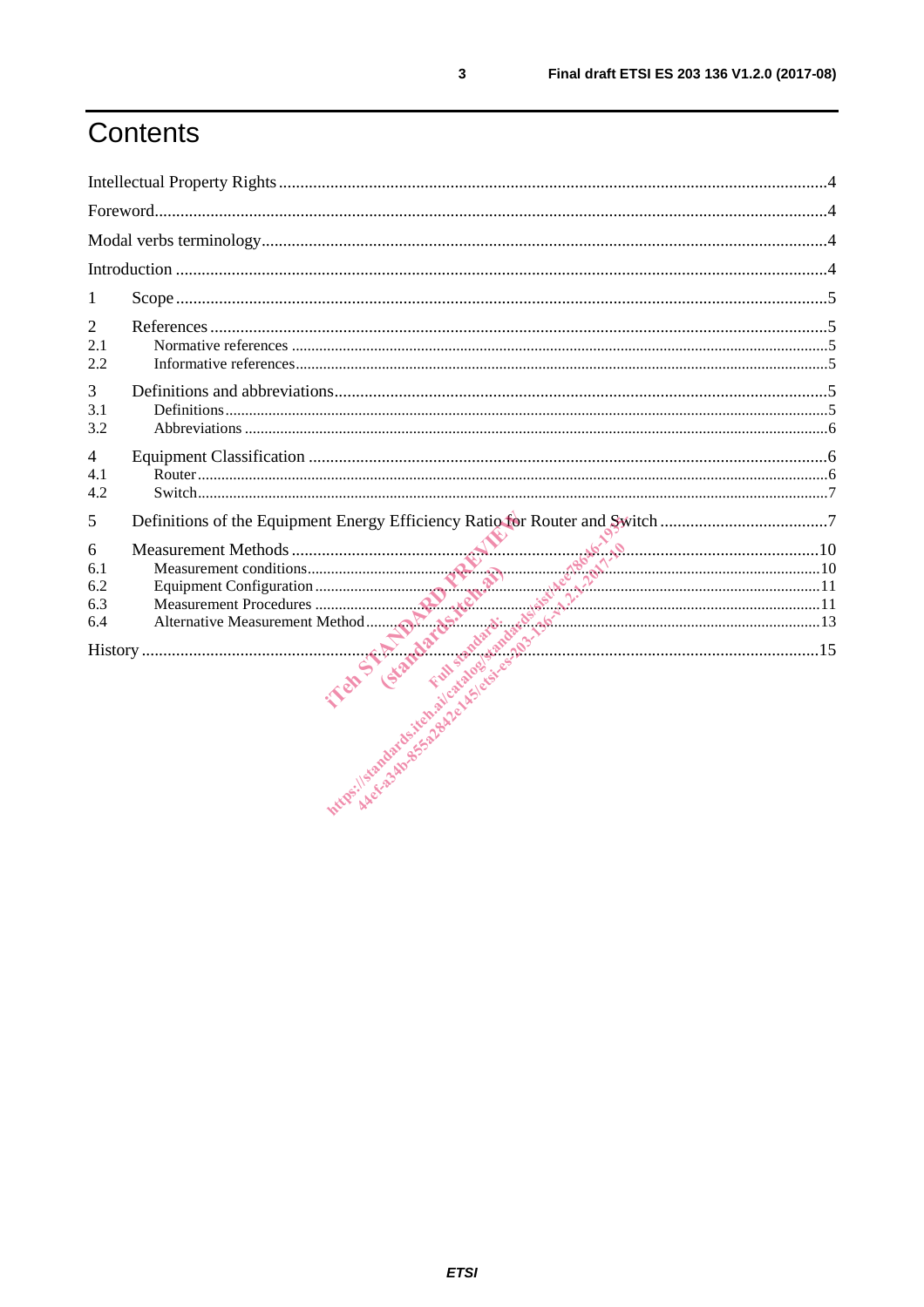# Contents

Intellectual Property Rights ....................................................................................................................4

Foreword....................................................................................................................................................4

Modal verbs terminology..........................................................................................................................4

Introduction ..............................................................................................................................................4

1 Scope ......................................................................................................................................................5

2 References ..............................................................................................................................................5
- 2.1 Normative references .......................................................................................................................5
- 2.2 Informative references.......................................................................................................................5

3 Definitions and abbreviations..................................................................................................................5
- 3.1 Definitions.........................................................................................................................................5
- 3.2 Abbreviations ....................................................................................................................................6

4 Equipment Classification ........................................................................................................................6
- 4.1 Router.................................................................................................................................................6
- 4.2 Switch.................................................................................................................................................7

5 Definitions of the Equipment Energy Efficiency Ratio for Router and Switch .......................................7

6 Measurement Methods ..........................................................................................................................10
- 6.1 Measurement conditions..................................................................................................................10
- 6.2 Equipment Configuration ................................................................................................................11
- 6.3 Measurement Procedures ................................................................................................................11
- 6.4 Alternative Measurement Method....................................................................................................13

History .....................................................................................................................................................15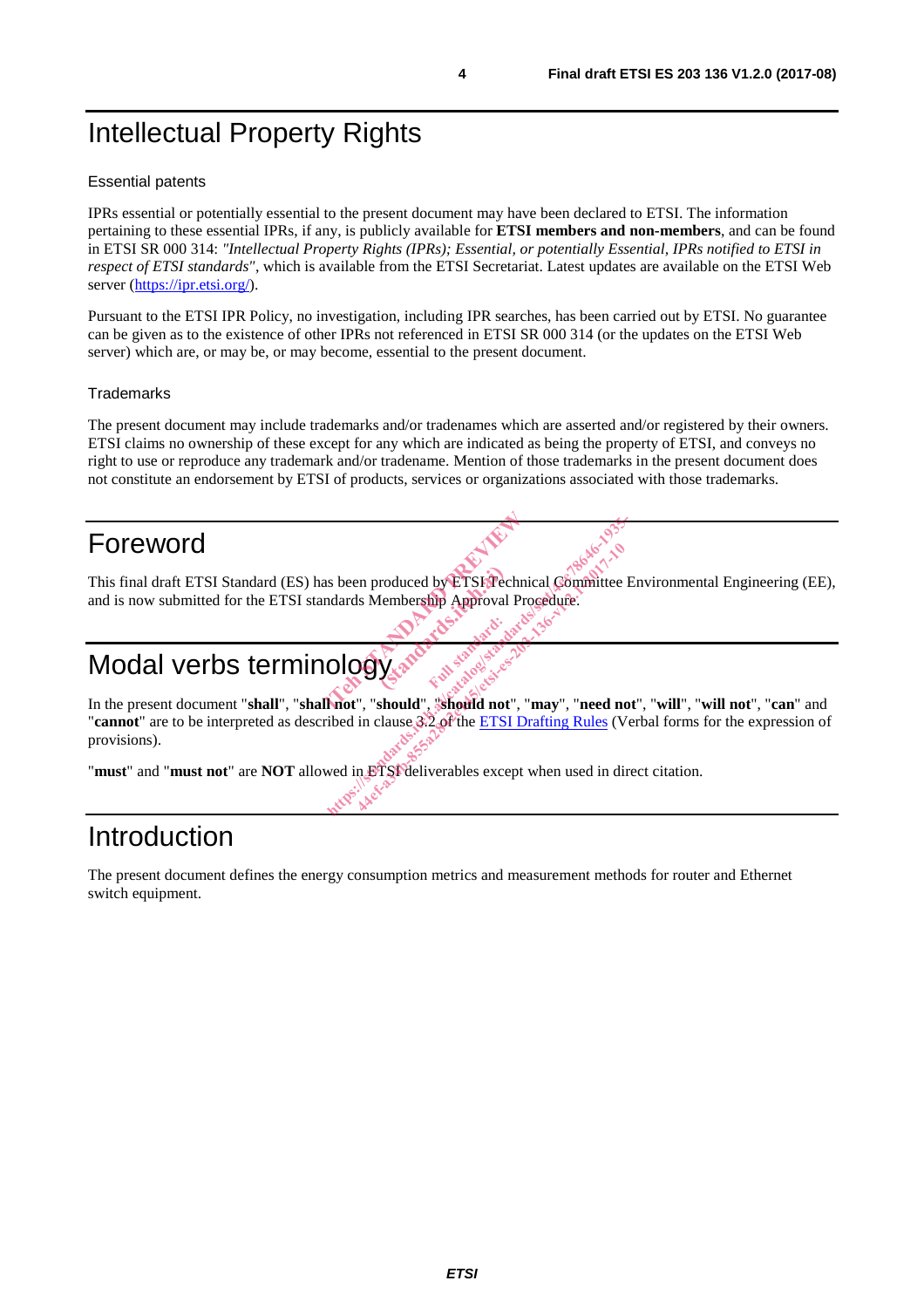# Intellectual Property Rights

## Essential patents

IPRs essential or potentially essential to the present document may have been declared to ETSI. The information pertaining to these essential IPRs, if any, is publicly available for **ETSI members and non-members**, and can be found in ETSI SR 000 314: *"Intellectual Property Rights (IPRs); Essential, or potentially Essential, IPRs notified to ETSI in respect of ETSI standards"*, which is available from the ETSI Secretariat. Latest updates are available on the ETSI Web server (https://ipr.etsi.org/).

Pursuant to the ETSI IPR Policy, no investigation, including IPR searches, has been carried out by ETSI. No guarantee can be given as to the existence of other IPRs not referenced in ETSI SR 000 314 (or the updates on the ETSI Web server) which are, or may be, or may become, essential to the present document.

## Trademarks

The present document may include trademarks and/or tradenames which are asserted and/or registered by their owners. ETSI claims no ownership of these except for any which are indicated as being the property of ETSI, and conveys no right to use or reproduce any trademark and/or tradename. Mention of those trademarks in the present document does not constitute an endorsement by ETSI of products, services or organizations associated with those trademarks.

# Foreword

This final draft ETSI Standard (ES) has been produced by ETSI Technical Committee Environmental Engineering (EE), and is now submitted for the ETSI standards Membership Approval Procedure.

# Modal verbs terminology

In the present document "**shall**", "**shall not**", "**should**", "**should not**", "**may**", "**need not**", "**will**", "**will not**", "**can**" and "**cannot**" are to be interpreted as described in clause 3.2 of the ETSI Drafting Rules (Verbal forms for the expression of provisions).

"**must**" and "**must not**" are **NOT** allowed in ETSI deliverables except when used in direct citation.

# Introduction

The present document defines the energy consumption metrics and measurement methods for router and Ethernet switch equipment.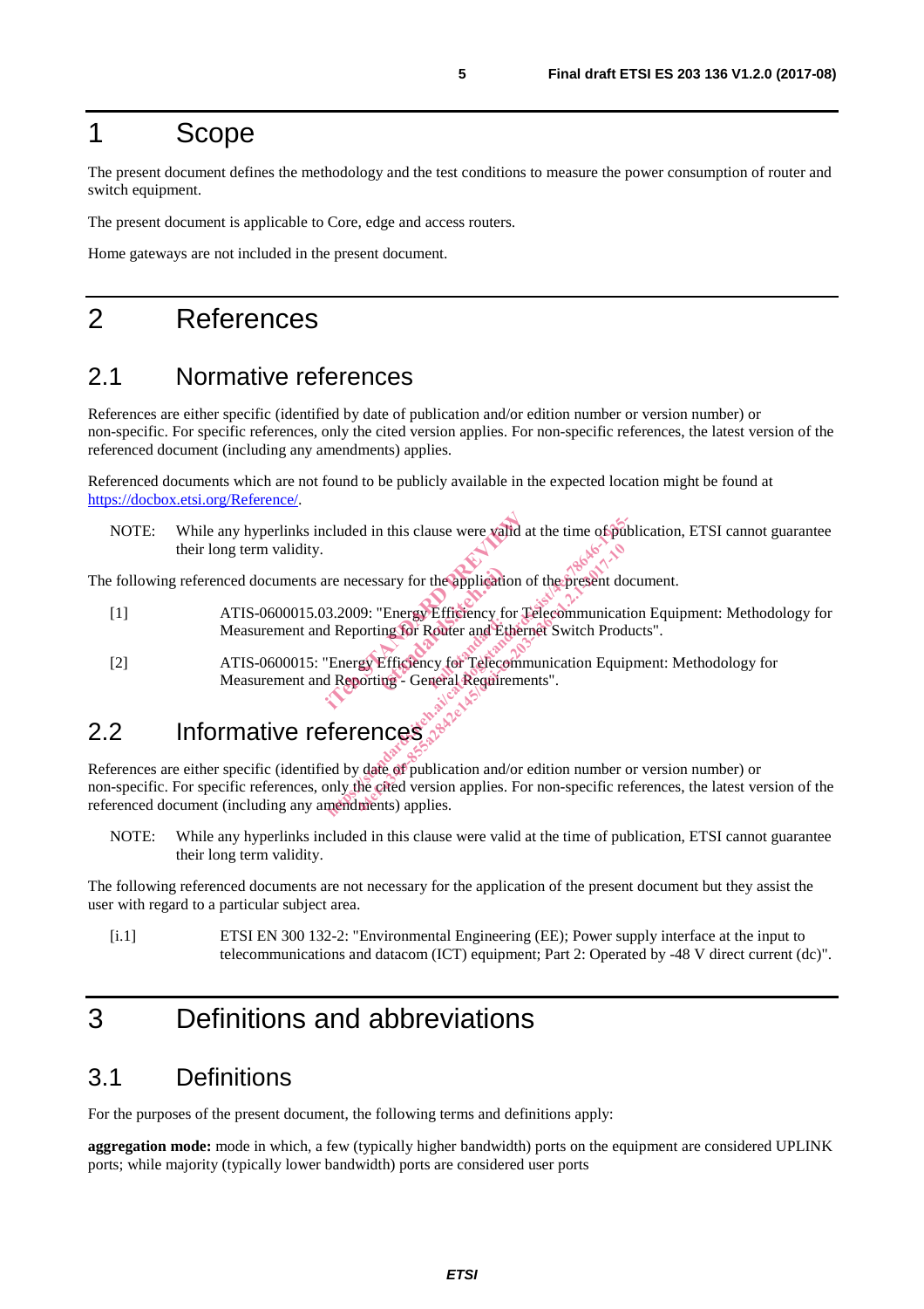# 1 Scope

The present document defines the methodology and the test conditions to measure the power consumption of router and switch equipment.

The present document is applicable to Core, edge and access routers.

Home gateways are not included in the present document.

# 2 References

## 2.1 Normative references

References are either specific (identified by date of publication and/or edition number or version number) or non-specific. For specific references, only the cited version applies. For non-specific references, the latest version of the referenced document (including any amendments) applies.

Referenced documents which are not found to be publicly available in the expected location might be found at https://docbox.etsi.org/Reference/.

NOTE: While any hyperlinks included in this clause were valid at the time of publication, ETSI cannot guarantee their long term validity.

The following referenced documents are necessary for the application of the present document.

[1] ATIS-0600015.03.2009: "Energy Efficiency for Telecommunication Equipment: Methodology for Measurement and Reporting for Router and Ethernet Switch Products".

[2] ATIS-0600015: "Energy Efficiency for Telecommunication Equipment: Methodology for Measurement and Reporting - General Requirements".

## 2.2 Informative references

References are either specific (identified by date of publication and/or edition number or version number) or non-specific. For specific references, only the cited version applies. For non-specific references, the latest version of the referenced document (including any amendments) applies.

NOTE: While any hyperlinks included in this clause were valid at the time of publication, ETSI cannot guarantee their long term validity.

The following referenced documents are not necessary for the application of the present document but they assist the user with regard to a particular subject area.

[i.1] ETSI EN 300 132-2: "Environmental Engineering (EE); Power supply interface at the input to telecommunications and datacom (ICT) equipment; Part 2: Operated by -48 V direct current (dc)".

# 3 Definitions and abbreviations

## 3.1 Definitions

For the purposes of the present document, the following terms and definitions apply:

**aggregation mode:** mode in which, a few (typically higher bandwidth) ports on the equipment are considered UPLINK ports; while majority (typically lower bandwidth) ports are considered user ports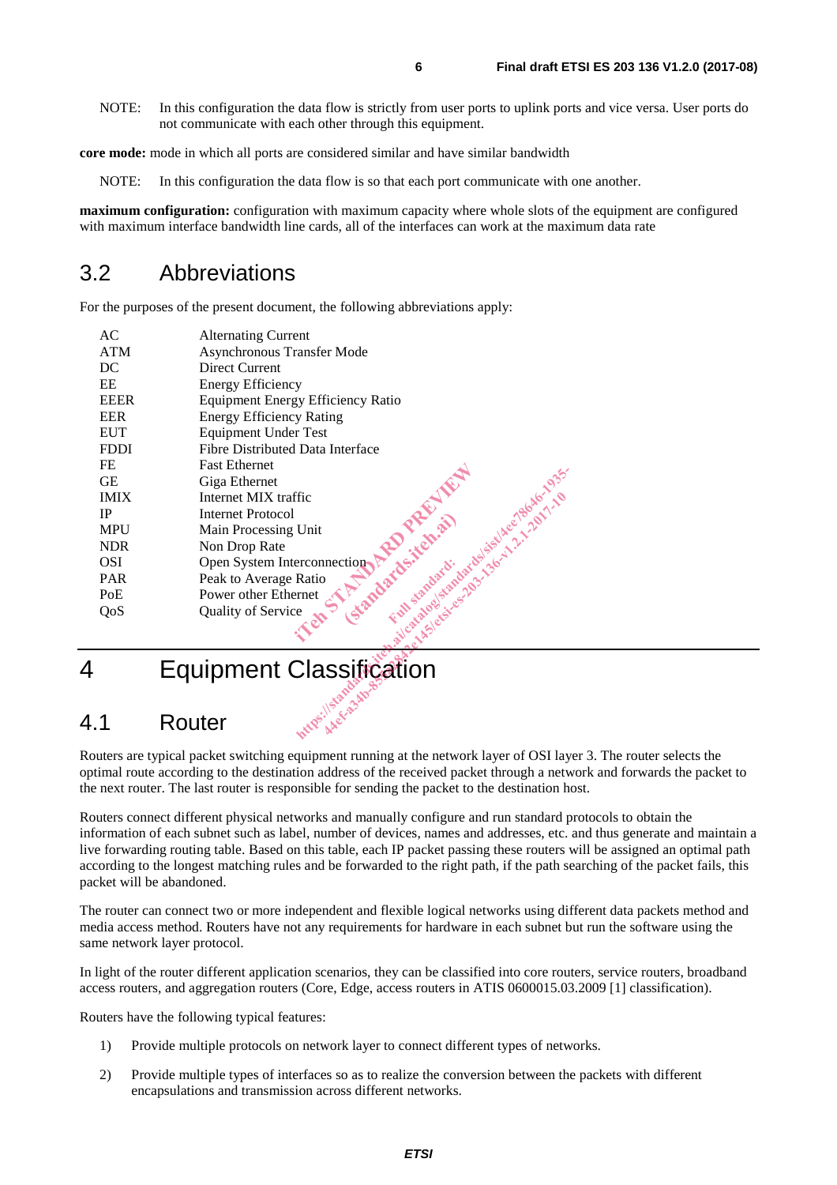NOTE: In this configuration the data flow is strictly from user ports to uplink ports and vice versa. User ports do not communicate with each other through this equipment.

**core mode:** mode in which all ports are considered similar and have similar bandwidth

NOTE: In this configuration the data flow is so that each port communicate with one another.

**maximum configuration:** configuration with maximum capacity where whole slots of the equipment are configured with maximum interface bandwidth line cards, all of the interfaces can work at the maximum data rate

## 3.2 Abbreviations

For the purposes of the present document, the following abbreviations apply:

| | |
|---|---|
| AC | Alternating Current |
| ATM | Asynchronous Transfer Mode |
| DC | Direct Current |
| EE | Energy Efficiency |
| EEER | Equipment Energy Efficiency Ratio |
| EER | Energy Efficiency Rating |
| EUT | Equipment Under Test |
| FDDI | Fibre Distributed Data Interface |
| FE | Fast Ethernet |
| GE | Giga Ethernet |
| IMIX | Internet MIX traffic |
| IP | Internet Protocol |
| MPU | Main Processing Unit |
| NDR | Non Drop Rate |
| OSI | Open System Interconnection |
| PAR | Peak to Average Ratio |
| PoE | Power other Ethernet |
| QoS | Quality of Service |

# 4 Equipment Classification

## 4.1 Router

Routers are typical packet switching equipment running at the network layer of OSI layer 3. The router selects the optimal route according to the destination address of the received packet through a network and forwards the packet to the next router. The last router is responsible for sending the packet to the destination host.

Routers connect different physical networks and manually configure and run standard protocols to obtain the information of each subnet such as label, number of devices, names and addresses, etc. and thus generate and maintain a live forwarding routing table. Based on this table, each IP packet passing these routers will be assigned an optimal path according to the longest matching rules and be forwarded to the right path, if the path searching of the packet fails, this packet will be abandoned.

The router can connect two or more independent and flexible logical networks using different data packets method and media access method. Routers have not any requirements for hardware in each subnet but run the software using the same network layer protocol.

In light of the router different application scenarios, they can be classified into core routers, service routers, broadband access routers, and aggregation routers (Core, Edge, access routers in ATIS 0600015.03.2009 [1] classification).

Routers have the following typical features:

1) Provide multiple protocols on network layer to connect different types of networks.

2) Provide multiple types of interfaces so as to realize the conversion between the packets with different encapsulations and transmission across different networks.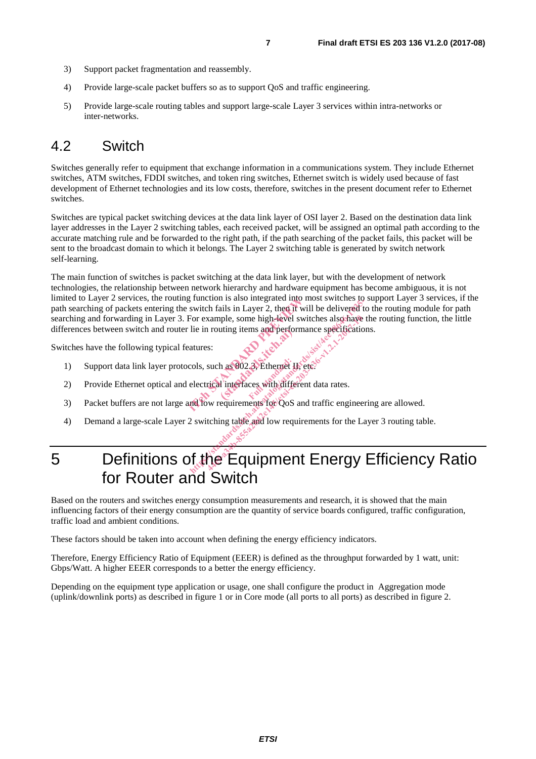3) Support packet fragmentation and reassembly.

4) Provide large-scale packet buffers so as to support QoS and traffic engineering.

5) Provide large-scale routing tables and support large-scale Layer 3 services within intra-networks or inter-networks.

## 4.2 Switch

Switches generally refer to equipment that exchange information in a communications system. They include Ethernet switches, ATM switches, FDDI switches, and token ring switches, Ethernet switch is widely used because of fast development of Ethernet technologies and its low costs, therefore, switches in the present document refer to Ethernet switches.

Switches are typical packet switching devices at the data link layer of OSI layer 2. Based on the destination data link layer addresses in the Layer 2 switching tables, each received packet, will be assigned an optimal path according to the accurate matching rule and be forwarded to the right path, if the path searching of the packet fails, this packet will be sent to the broadcast domain to which it belongs. The Layer 2 switching table is generated by switch network self-learning.

The main function of switches is packet switching at the data link layer, but with the development of network technologies, the relationship between network hierarchy and hardware equipment has become ambiguous, it is not limited to Layer 2 services, the routing function is also integrated into most switches to support Layer 3 services, if the path searching of packets entering the switch fails in Layer 2, then it will be delivered to the routing module for path searching and forwarding in Layer 3. For example, some high-level switches also have the routing function, the little differences between switch and router lie in routing items and performance specifications.

Switches have the following typical features:

1) Support data link layer protocols, such as 802.3, Ethernet II, etc.

2) Provide Ethernet optical and electrical interfaces with different data rates.

3) Packet buffers are not large and low requirements for QoS and traffic engineering are allowed.

4) Demand a large-scale Layer 2 switching table and low requirements for the Layer 3 routing table.

# 5 Definitions of the Equipment Energy Efficiency Ratio for Router and Switch

Based on the routers and switches energy consumption measurements and research, it is showed that the main influencing factors of their energy consumption are the quantity of service boards configured, traffic configuration, traffic load and ambient conditions.

These factors should be taken into account when defining the energy efficiency indicators.

Therefore, Energy Efficiency Ratio of Equipment (EEER) is defined as the throughput forwarded by 1 watt, unit: Gbps/Watt. A higher EEER corresponds to a better the energy efficiency.

Depending on the equipment type application or usage, one shall configure the product in Aggregation mode (uplink/downlink ports) as described in figure 1 or in Core mode (all ports to all ports) as described in figure 2.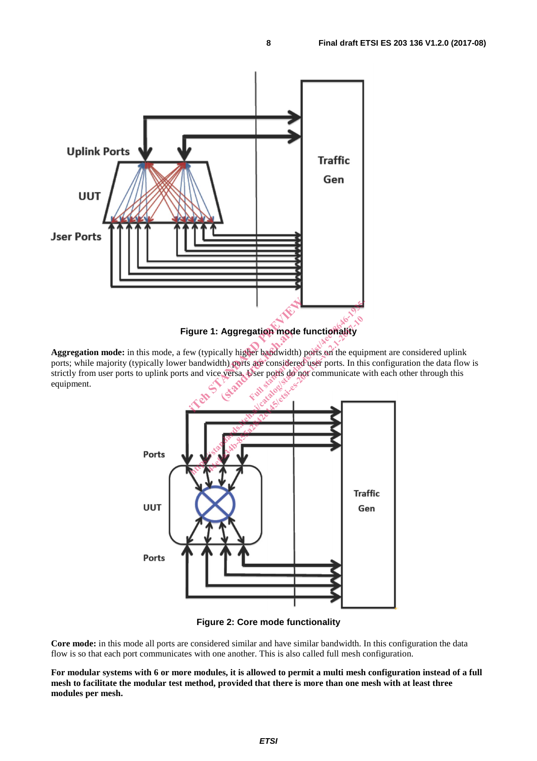Figure 1: Aggregation mode functionality

**Aggregation mode:** in this mode, a few (typically higher bandwidth) ports on the equipment are considered uplink ports; while majority (typically lower bandwidth) ports are considered user ports. In this configuration the data flow is strictly from user ports to uplink ports and vice versa. User ports do not communicate with each other through this equipment.

Figure 2: Core mode functionality

**Core mode:** in this mode all ports are considered similar and have similar bandwidth. In this configuration the data flow is so that each port communicates with one another. This is also called full mesh configuration.

**For modular systems with 6 or more modules, it is allowed to permit a multi mesh configuration instead of a full mesh to facilitate the modular test method, provided that there is more than one mesh with at least three modules per mesh.**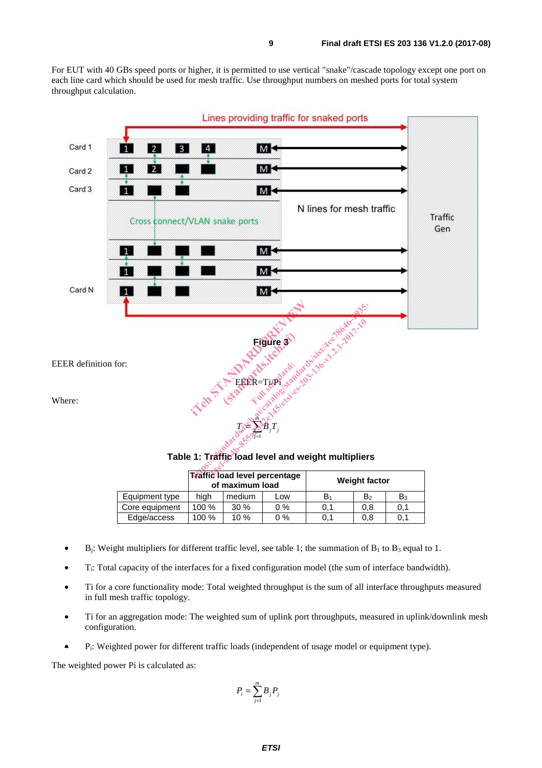For EUT with 40 GBs speed ports or higher, it is permitted to use vertical "snake"/cascade topology except one port on each line card which should be used for mesh traffic. Use throughput numbers on meshed ports for total system throughput calculation.

Lines providing traffic for snaked ports

Card 1

Card 2

Card 3

Card N

Cross connect/VLAN snake ports

N lines for mesh traffic

Traffic Gen

**Figure 3**

EEER definition for:

EEER=Ti/Pi

Where:

$$T_i = \sum_{j=1}^{m} B_j T_j$$

**Table 1: Traffic load level and weight multipliers**

| | Traffic load level percentage of maximum load | | | Weight factor | | |
|---|---|---|---|---|---|---|
| Equipment type | high | medium | Low | $B_1$ | $B_2$ | $B_3$ |
| Core equipment | 100 % | 30 % | 0 % | 0,1 | 0,8 | 0,1 |
| Edge/access | 100 % | 10 % | 0 % | 0,1 | 0,8 | 0,1 |

- $B_j$: Weight multipliers for different traffic level, see table 1; the summation of $B_1$ to $B_3$ equal to 1.
- $T_i$: Total capacity of the interfaces for a fixed configuration model (the sum of interface bandwidth).
- Ti for a core functionality mode: Total weighted throughput is the sum of all interface throughputs measured in full mesh traffic topology.
- Ti for an aggregation mode: The weighted sum of uplink port throughputs, measured in uplink/downlink mesh configuration.
- $P_i$: Weighted power for different traffic loads (independent of usage model or equipment type).

The weighted power Pi is calculated as:

$$P_i = \sum_{j=1}^{m} B_j P_j$$